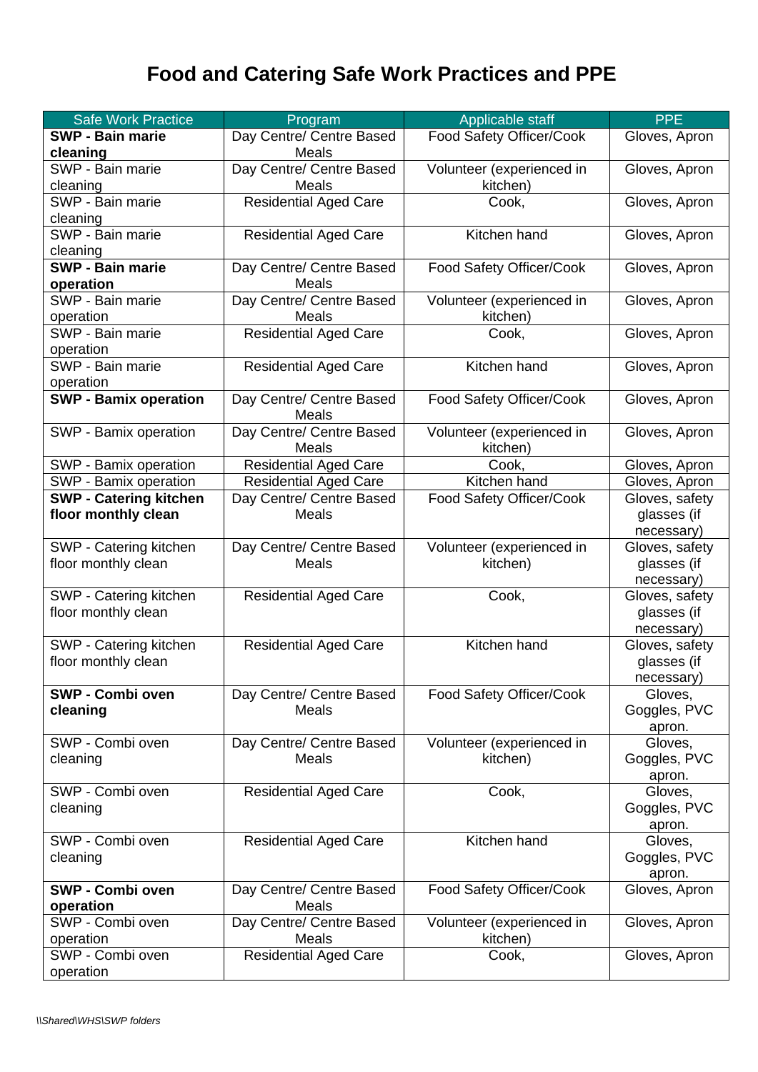# Food and Catering Safe Work Practices and PPE

| Safe Work Practice | Program | Applicable staff | PPE |
|---|---|---|---|
| **SWP - Bain marie cleaning** | Day Centre/ Centre Based Meals | Food Safety Officer/Cook | Gloves, Apron |
| SWP - Bain marie cleaning | Day Centre/ Centre Based Meals | Volunteer (experienced in kitchen) | Gloves, Apron |
| SWP - Bain marie cleaning | Residential Aged Care | Cook, | Gloves, Apron |
| SWP - Bain marie cleaning | Residential Aged Care | Kitchen hand | Gloves, Apron |
| **SWP - Bain marie operation** | Day Centre/ Centre Based Meals | Food Safety Officer/Cook | Gloves, Apron |
| SWP - Bain marie operation | Day Centre/ Centre Based Meals | Volunteer (experienced in kitchen) | Gloves, Apron |
| SWP - Bain marie operation | Residential Aged Care | Cook, | Gloves, Apron |
| SWP - Bain marie operation | Residential Aged Care | Kitchen hand | Gloves, Apron |
| **SWP - Bamix operation** | Day Centre/ Centre Based Meals | Food Safety Officer/Cook | Gloves, Apron |
| SWP - Bamix operation | Day Centre/ Centre Based Meals | Volunteer (experienced in kitchen) | Gloves, Apron |
| SWP - Bamix operation | Residential Aged Care | Cook, | Gloves, Apron |
| SWP - Bamix operation | Residential Aged Care | Kitchen hand | Gloves, Apron |
| **SWP - Catering kitchen floor monthly clean** | Day Centre/ Centre Based Meals | Food Safety Officer/Cook | Gloves, safety glasses (if necessary) |
| SWP - Catering kitchen floor monthly clean | Day Centre/ Centre Based Meals | Volunteer (experienced in kitchen) | Gloves, safety glasses (if necessary) |
| SWP - Catering kitchen floor monthly clean | Residential Aged Care | Cook, | Gloves, safety glasses (if necessary) |
| SWP - Catering kitchen floor monthly clean | Residential Aged Care | Kitchen hand | Gloves, safety glasses (if necessary) |
| **SWP - Combi oven cleaning** | Day Centre/ Centre Based Meals | Food Safety Officer/Cook | Gloves, Goggles, PVC apron. |
| SWP - Combi oven cleaning | Day Centre/ Centre Based Meals | Volunteer (experienced in kitchen) | Gloves, Goggles, PVC apron. |
| SWP - Combi oven cleaning | Residential Aged Care | Cook, | Gloves, Goggles, PVC apron. |
| SWP - Combi oven cleaning | Residential Aged Care | Kitchen hand | Gloves, Goggles, PVC apron. |
| **SWP - Combi oven operation** | Day Centre/ Centre Based Meals | Food Safety Officer/Cook | Gloves, Apron |
| SWP - Combi oven operation | Day Centre/ Centre Based Meals | Volunteer (experienced in kitchen) | Gloves, Apron |
| SWP - Combi oven operation | Residential Aged Care | Cook, | Gloves, Apron |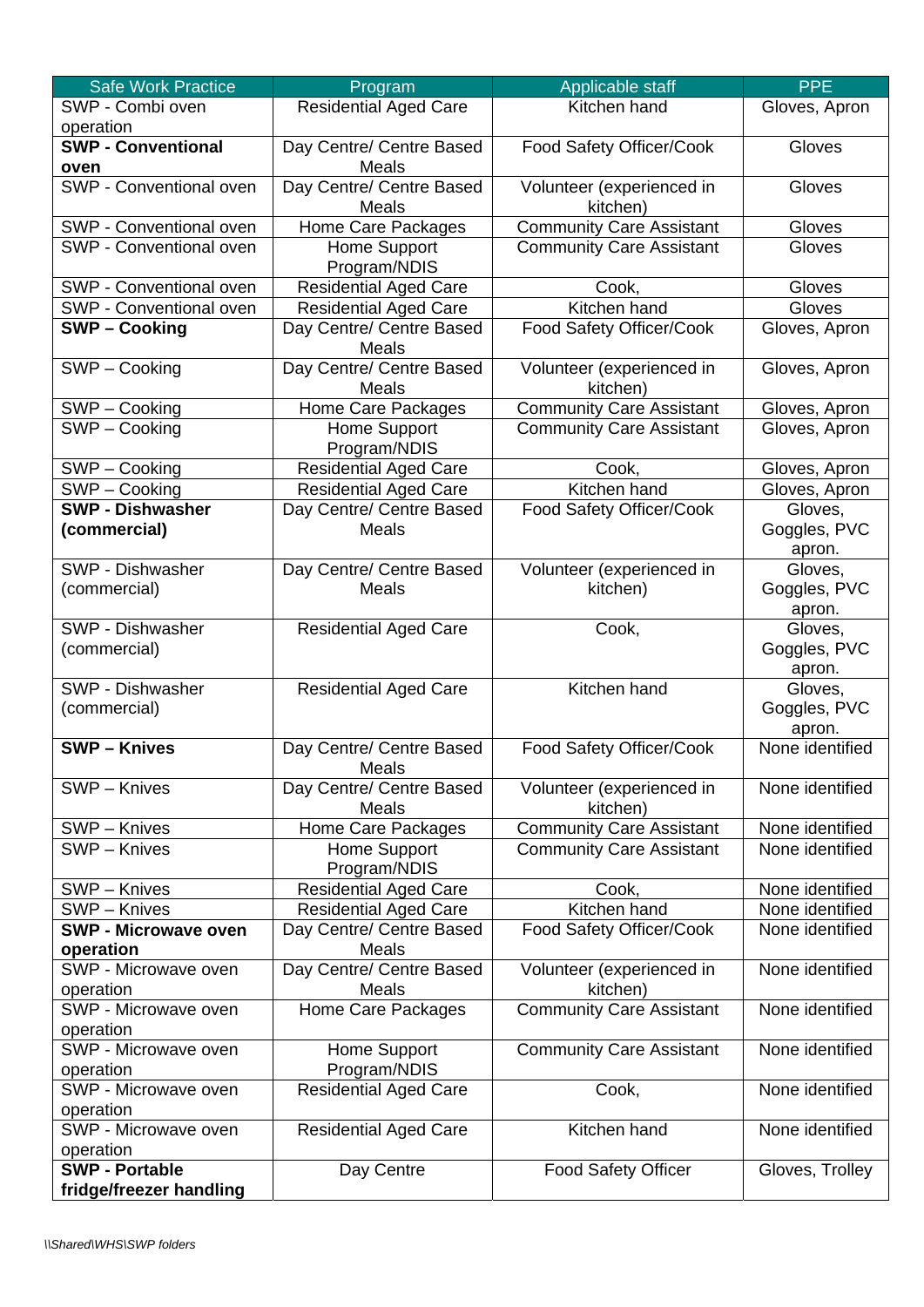| Safe Work Practice | Program | Applicable staff | PPE |
|---|---|---|---|
| SWP - Combi oven operation | Residential Aged Care | Kitchen hand | Gloves, Apron |
| **SWP - Conventional oven** | Day Centre/ Centre Based Meals | Food Safety Officer/Cook | Gloves |
| SWP - Conventional oven | Day Centre/ Centre Based Meals | Volunteer (experienced in kitchen) | Gloves |
| SWP - Conventional oven | Home Care Packages | Community Care Assistant | Gloves |
| SWP - Conventional oven | Home Support Program/NDIS | Community Care Assistant | Gloves |
| SWP - Conventional oven | Residential Aged Care | Cook, | Gloves |
| SWP - Conventional oven | Residential Aged Care | Kitchen hand | Gloves |
| **SWP – Cooking** | Day Centre/ Centre Based Meals | Food Safety Officer/Cook | Gloves, Apron |
| SWP – Cooking | Day Centre/ Centre Based Meals | Volunteer (experienced in kitchen) | Gloves, Apron |
| SWP – Cooking | Home Care Packages | Community Care Assistant | Gloves, Apron |
| SWP – Cooking | Home Support Program/NDIS | Community Care Assistant | Gloves, Apron |
| SWP – Cooking | Residential Aged Care | Cook, | Gloves, Apron |
| SWP – Cooking | Residential Aged Care | Kitchen hand | Gloves, Apron |
| **SWP - Dishwasher (commercial)** | Day Centre/ Centre Based Meals | Food Safety Officer/Cook | Gloves, Goggles, PVC apron. |
| SWP - Dishwasher (commercial) | Day Centre/ Centre Based Meals | Volunteer (experienced in kitchen) | Gloves, Goggles, PVC apron. |
| SWP - Dishwasher (commercial) | Residential Aged Care | Cook, | Gloves, Goggles, PVC apron. |
| SWP - Dishwasher (commercial) | Residential Aged Care | Kitchen hand | Gloves, Goggles, PVC apron. |
| **SWP – Knives** | Day Centre/ Centre Based Meals | Food Safety Officer/Cook | None identified |
| SWP – Knives | Day Centre/ Centre Based Meals | Volunteer (experienced in kitchen) | None identified |
| SWP – Knives | Home Care Packages | Community Care Assistant | None identified |
| SWP – Knives | Home Support Program/NDIS | Community Care Assistant | None identified |
| SWP – Knives | Residential Aged Care | Cook, | None identified |
| SWP – Knives | Residential Aged Care | Kitchen hand | None identified |
| **SWP - Microwave oven operation** | Day Centre/ Centre Based Meals | Food Safety Officer/Cook | None identified |
| SWP - Microwave oven operation | Day Centre/ Centre Based Meals | Volunteer (experienced in kitchen) | None identified |
| SWP - Microwave oven operation | Home Care Packages | Community Care Assistant | None identified |
| SWP - Microwave oven operation | Home Support Program/NDIS | Community Care Assistant | None identified |
| SWP - Microwave oven operation | Residential Aged Care | Cook, | None identified |
| SWP - Microwave oven operation | Residential Aged Care | Kitchen hand | None identified |
| **SWP - Portable fridge/freezer handling** | Day Centre | Food Safety Officer | Gloves, Trolley |

*\\Shared\WHS\SWP folders*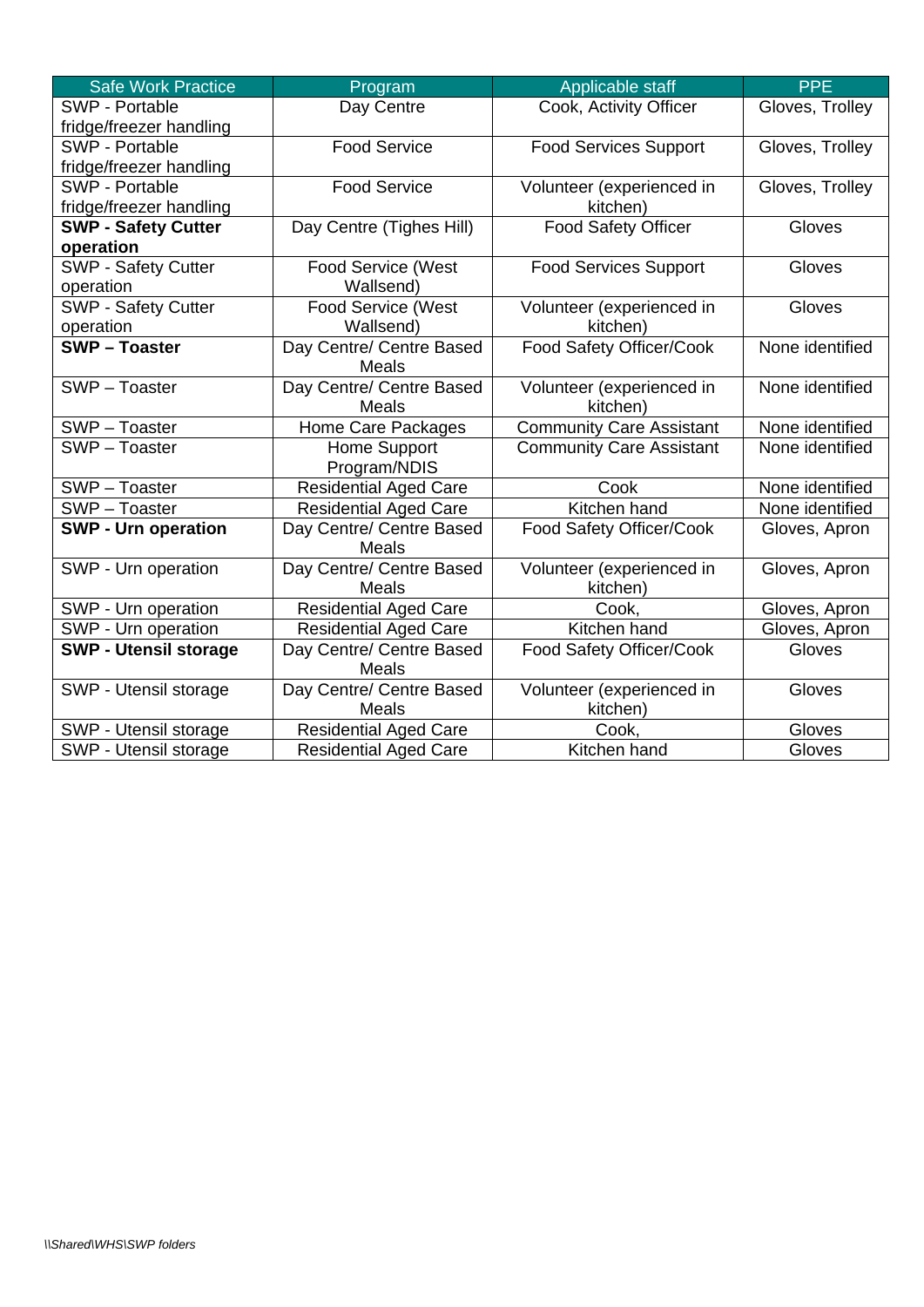| Safe Work Practice | Program | Applicable staff | PPE |
|---|---|---|---|
| SWP - Portable fridge/freezer handling | Day Centre | Cook, Activity Officer | Gloves, Trolley |
| SWP - Portable fridge/freezer handling | Food Service | Food Services Support | Gloves, Trolley |
| SWP - Portable fridge/freezer handling | Food Service | Volunteer (experienced in kitchen) | Gloves, Trolley |
| **SWP - Safety Cutter operation** | Day Centre (Tighes Hill) | Food Safety Officer | Gloves |
| SWP - Safety Cutter operation | Food Service (West Wallsend) | Food Services Support | Gloves |
| SWP - Safety Cutter operation | Food Service (West Wallsend) | Volunteer (experienced in kitchen) | Gloves |
| **SWP – Toaster** | Day Centre/ Centre Based Meals | Food Safety Officer/Cook | None identified |
| SWP – Toaster | Day Centre/ Centre Based Meals | Volunteer (experienced in kitchen) | None identified |
| SWP – Toaster | Home Care Packages | Community Care Assistant | None identified |
| SWP – Toaster | Home Support Program/NDIS | Community Care Assistant | None identified |
| SWP – Toaster | Residential Aged Care | Cook | None identified |
| SWP – Toaster | Residential Aged Care | Kitchen hand | None identified |
| **SWP - Urn operation** | Day Centre/ Centre Based Meals | Food Safety Officer/Cook | Gloves, Apron |
| SWP - Urn operation | Day Centre/ Centre Based Meals | Volunteer (experienced in kitchen) | Gloves, Apron |
| SWP - Urn operation | Residential Aged Care | Cook, | Gloves, Apron |
| SWP - Urn operation | Residential Aged Care | Kitchen hand | Gloves, Apron |
| **SWP - Utensil storage** | Day Centre/ Centre Based Meals | Food Safety Officer/Cook | Gloves |
| SWP - Utensil storage | Day Centre/ Centre Based Meals | Volunteer (experienced in kitchen) | Gloves |
| SWP - Utensil storage | Residential Aged Care | Cook, | Gloves |
| SWP - Utensil storage | Residential Aged Care | Kitchen hand | Gloves |